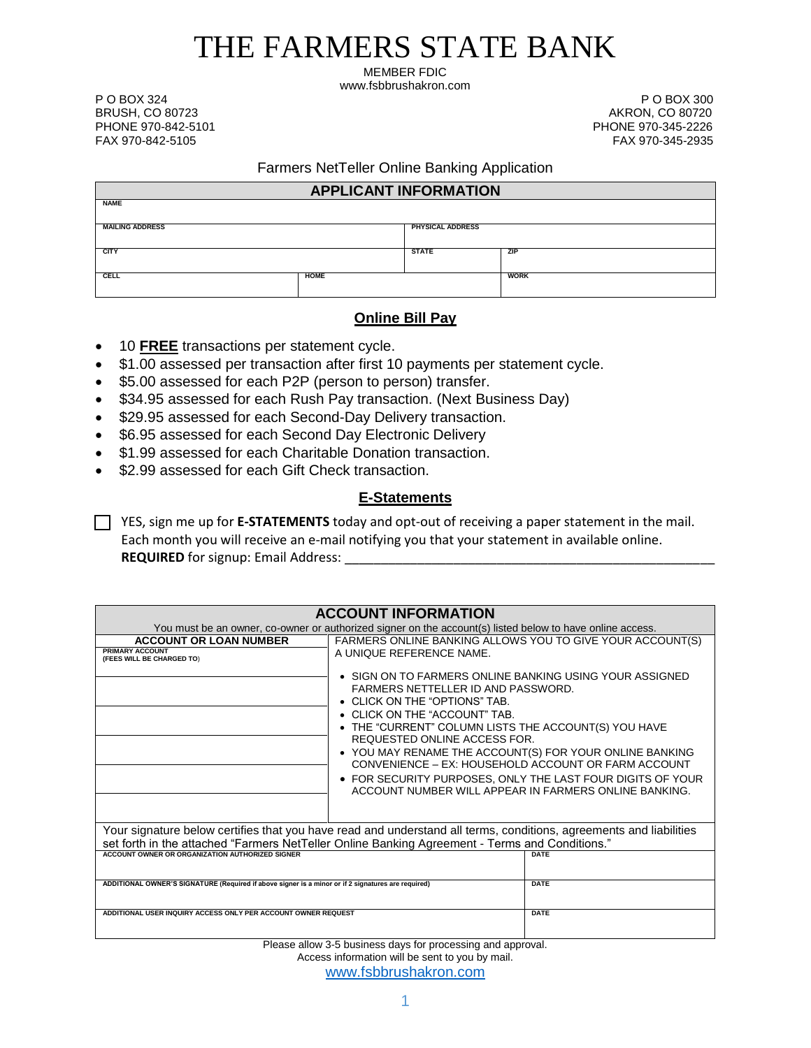# THE FARMERS STATE BANK

MEMBER FDIC
www.fsbbrushakron.com

P O BOX 324
BRUSH, CO 80723
PHONE 970-842-5101
FAX 970-842-5105

P O BOX 300
AKRON, CO 80720
PHONE 970-345-2226
FAX 970-345-2935

## Farmers NetTeller Online Banking Application

| APPLICANT INFORMATION | | |
|---|---|---|
| NAME | | |
| MAILING ADDRESS | PHYSICAL ADDRESS | |
| CITY | STATE | ZIP |
| CELL | HOME | WORK |

## Online Bill Pay

- 10 **FREE** transactions per statement cycle.
- $1.00 assessed per transaction after first 10 payments per statement cycle.
- $5.00 assessed for each P2P (person to person) transfer.
- $34.95 assessed for each Rush Pay transaction. (Next Business Day)
- $29.95 assessed for each Second-Day Delivery transaction.
- $6.95 assessed for each Second Day Electronic Delivery
- $1.99 assessed for each Charitable Donation transaction.
- $2.99 assessed for each Gift Check transaction.

## E-Statements

☐ YES, sign me up for **E-STATEMENTS** today and opt-out of receiving a paper statement in the mail. Each month you will receive an e-mail notifying you that your statement in available online. **REQUIRED** for signup: Email Address: ____________________________________________

## ACCOUNT INFORMATION

You must be an owner, co-owner or authorized signer on the account(s) listed below to have online access.

| ACCOUNT OR LOAN NUMBER | FARMERS ONLINE BANKING ALLOWS YOU TO GIVE YOUR ACCOUNT(S) A UNIQUE REFERENCE NAME. |
|---|---|
| PRIMARY ACCOUNT (FEES WILL BE CHARGED TO) | • SIGN ON TO FARMERS ONLINE BANKING USING YOUR ASSIGNED FARMERS NETTELLER ID AND PASSWORD.<br>• CLICK ON THE "OPTIONS" TAB.<br>• CLICK ON THE "ACCOUNT" TAB.<br>• THE "CURRENT" COLUMN LISTS THE ACCOUNT(S) YOU HAVE REQUESTED ONLINE ACCESS FOR.<br>• YOU MAY RENAME THE ACCOUNT(S) FOR YOUR ONLINE BANKING CONVENIENCE – EX: HOUSEHOLD ACCOUNT OR FARM ACCOUNT<br>• FOR SECURITY PURPOSES, ONLY THE LAST FOUR DIGITS OF YOUR ACCOUNT NUMBER WILL APPEAR IN FARMERS ONLINE BANKING. |
| | |
| | |
| | |
| | |
| | |

Your signature below certifies that you have read and understand all terms, conditions, agreements and liabilities set forth in the attached "Farmers NetTeller Online Banking Agreement - Terms and Conditions."

| | |
|---|---|
| ACCOUNT OWNER OR ORGANIZATION AUTHORIZED SIGNER | DATE |
| ADDITIONAL OWNER'S SIGNATURE (Required if above signer is a minor or if 2 signatures are required) | DATE |
| ADDITIONAL USER INQUIRY ACCESS ONLY PER ACCOUNT OWNER REQUEST | DATE |

Please allow 3-5 business days for processing and approval.
Access information will be sent to you by mail.
www.fsbbrushakron.com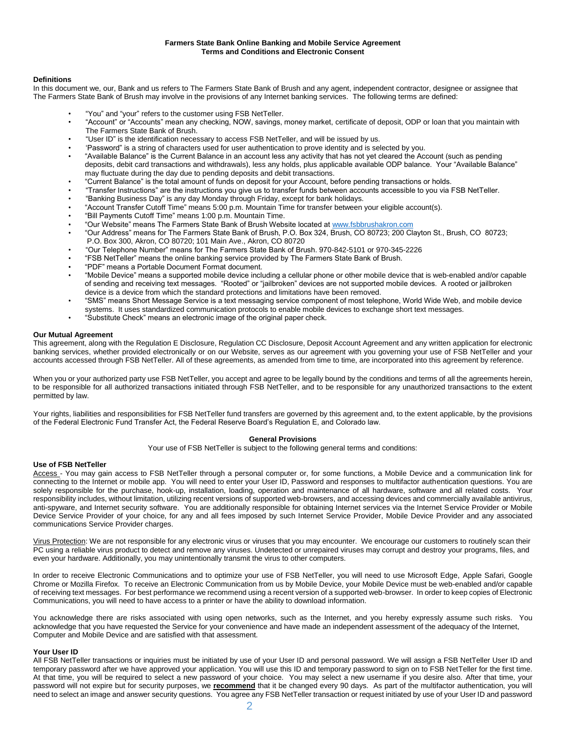**Farmers State Bank Online Banking and Mobile Service Agreement**
**Terms and Conditions and Electronic Consent**

### Definitions

In this document we, our, Bank and us refers to The Farmers State Bank of Brush and any agent, independent contractor, designee or assignee that The Farmers State Bank of Brush may involve in the provisions of any Internet banking services. The following terms are defined:

- "You" and "your" refers to the customer using FSB NetTeller.
- "Account" or "Accounts" mean any checking, NOW, savings, money market, certificate of deposit, ODP or loan that you maintain with The Farmers State Bank of Brush.
- "User ID" is the identification necessary to access FSB NetTeller, and will be issued by us.
- 'Password" is a string of characters used for user authentication to prove identity and is selected by you.
- "Available Balance" is the Current Balance in an account less any activity that has not yet cleared the Account (such as pending deposits, debit card transactions and withdrawals), less any holds, plus applicable available ODP balance. Your "Available Balance" may fluctuate during the day due to pending deposits and debit transactions.
- "Current Balance" is the total amount of funds on deposit for your Account, before pending transactions or holds.
- "Transfer Instructions" are the instructions you give us to transfer funds between accounts accessible to you via FSB NetTeller.
- "Banking Business Day" is any day Monday through Friday, except for bank holidays.
- "Account Transfer Cutoff Time" means 5:00 p.m. Mountain Time for transfer between your eligible account(s).
- "Bill Payments Cutoff Time" means 1:00 p.m. Mountain Time.
- "Our Website" means The Farmers State Bank of Brush Website located at www.fsbbrushakron.com
- "Our Address" means for The Farmers State Bank of Brush, P.O. Box 324, Brush, CO 80723; 200 Clayton St., Brush, CO 80723; P.O. Box 300, Akron, CO 80720; 101 Main Ave., Akron, CO 80720
- "Our Telephone Number" means for The Farmers State Bank of Brush. 970-842-5101 or 970-345-2226
- "FSB NetTeller" means the online banking service provided by The Farmers State Bank of Brush.
- "PDF" means a Portable Document Format document.
- "Mobile Device" means a supported mobile device including a cellular phone or other mobile device that is web-enabled and/or capable of sending and receiving text messages. "Rooted" or "jailbroken" devices are not supported mobile devices. A rooted or jailbroken device is a device from which the standard protections and limitations have been removed.
- "SMS" means Short Message Service is a text messaging service component of most telephone, World Wide Web, and mobile device systems. It uses standardized communication protocols to enable mobile devices to exchange short text messages.
- "Substitute Check" means an electronic image of the original paper check.

### Our Mutual Agreement

This agreement, along with the Regulation E Disclosure, Regulation CC Disclosure, Deposit Account Agreement and any written application for electronic banking services, whether provided electronically or on our Website, serves as our agreement with you governing your use of FSB NetTeller and your accounts accessed through FSB NetTeller. All of these agreements, as amended from time to time, are incorporated into this agreement by reference.

When you or your authorized party use FSB NetTeller, you accept and agree to be legally bound by the conditions and terms of all the agreements herein, to be responsible for all authorized transactions initiated through FSB NetTeller, and to be responsible for any unauthorized transactions to the extent permitted by law.

Your rights, liabilities and responsibilities for FSB NetTeller fund transfers are governed by this agreement and, to the extent applicable, by the provisions of the Federal Electronic Fund Transfer Act, the Federal Reserve Board's Regulation E, and Colorado law.

**General Provisions**

Your use of FSB NetTeller is subject to the following general terms and conditions:

### Use of FSB NetTeller

Access - You may gain access to FSB NetTeller through a personal computer or, for some functions, a Mobile Device and a communication link for connecting to the Internet or mobile app. You will need to enter your User ID, Password and responses to multifactor authentication questions. You are solely responsible for the purchase, hook-up, installation, loading, operation and maintenance of all hardware, software and all related costs. Your responsibility includes, without limitation, utilizing recent versions of supported web-browsers, and accessing devices and commercially available antivirus, anti-spyware, and Internet security software. You are additionally responsible for obtaining Internet services via the Internet Service Provider or Mobile Device Service Provider of your choice, for any and all fees imposed by such Internet Service Provider, Mobile Device Provider and any associated communications Service Provider charges.

Virus Protection: We are not responsible for any electronic virus or viruses that you may encounter. We encourage our customers to routinely scan their PC using a reliable virus product to detect and remove any viruses. Undetected or unrepaired viruses may corrupt and destroy your programs, files, and even your hardware. Additionally, you may unintentionally transmit the virus to other computers.

In order to receive Electronic Communications and to optimize your use of FSB NetTeller, you will need to use Microsoft Edge, Apple Safari, Google Chrome or Mozilla Firefox. To receive an Electronic Communication from us by Mobile Device, your Mobile Device must be web-enabled and/or capable of receiving text messages. For best performance we recommend using a recent version of a supported web-browser. In order to keep copies of Electronic Communications, you will need to have access to a printer or have the ability to download information.

You acknowledge there are risks associated with using open networks, such as the Internet, and you hereby expressly assume such risks. You acknowledge that you have requested the Service for your convenience and have made an independent assessment of the adequacy of the Internet, Computer and Mobile Device and are satisfied with that assessment.

### Your User ID

All FSB NetTeller transactions or inquiries must be initiated by use of your User ID and personal password. We will assign a FSB NetTeller User ID and temporary password after we have approved your application. You will use this ID and temporary password to sign on to FSB NetTeller for the first time. At that time, you will be required to select a new password of your choice. You may select a new username if you desire also. After that time, your password will not expire but for security purposes, we **recommend** that it be changed every 90 days. As part of the multifactor authentication, you will need to select an image and answer security questions. You agree any FSB NetTeller transaction or request initiated by use of your User ID and password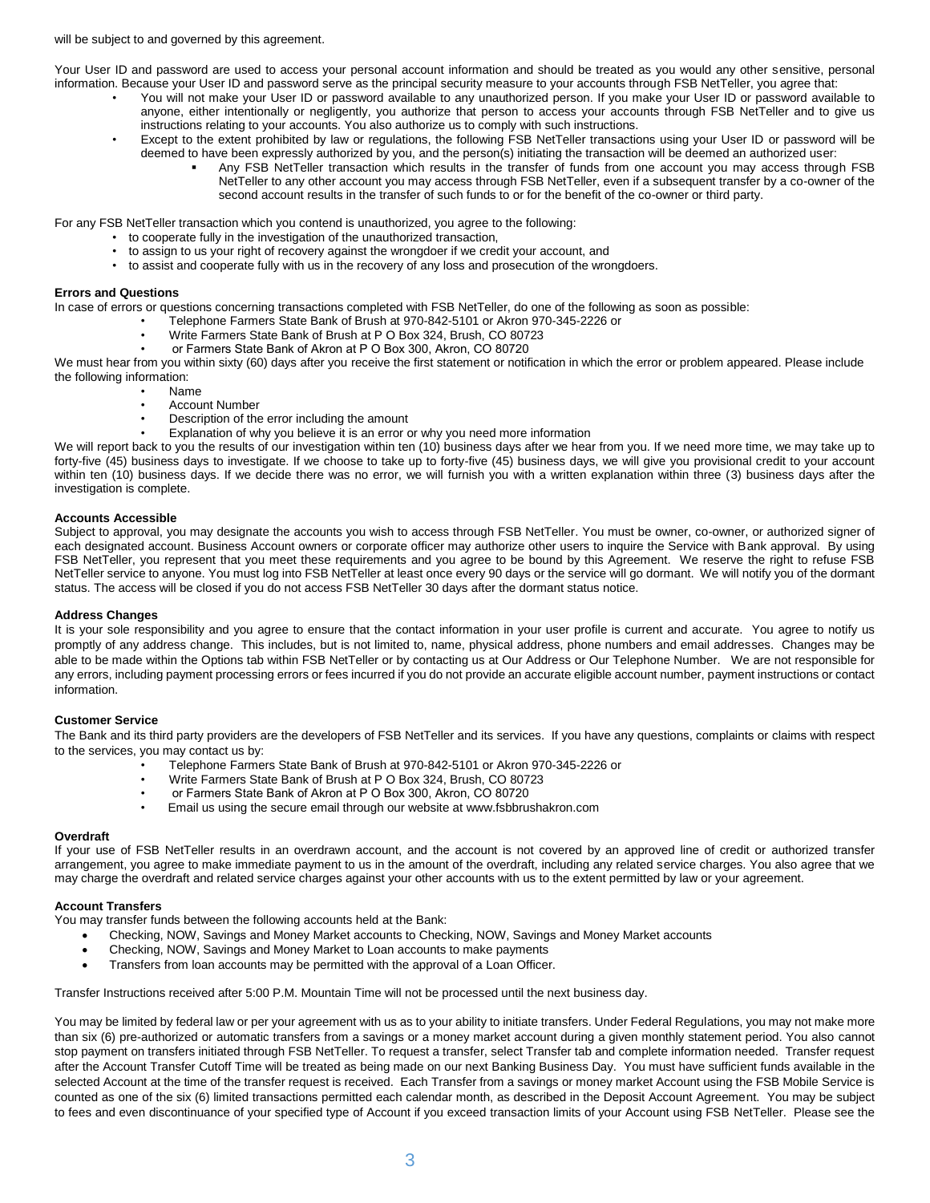will be subject to and governed by this agreement.

Your User ID and password are used to access your personal account information and should be treated as you would any other sensitive, personal information. Because your User ID and password serve as the principal security measure to your accounts through FSB NetTeller, you agree that:

- You will not make your User ID or password available to any unauthorized person. If you make your User ID or password available to anyone, either intentionally or negligently, you authorize that person to access your accounts through FSB NetTeller and to give us instructions relating to your accounts. You also authorize us to comply with such instructions.
- Except to the extent prohibited by law or regulations, the following FSB NetTeller transactions using your User ID or password will be deemed to have been expressly authorized by you, and the person(s) initiating the transaction will be deemed an authorized user:
  - Any FSB NetTeller transaction which results in the transfer of funds from one account you may access through FSB NetTeller to any other account you may access through FSB NetTeller, even if a subsequent transfer by a co-owner of the second account results in the transfer of such funds to or for the benefit of the co-owner or third party.

For any FSB NetTeller transaction which you contend is unauthorized, you agree to the following:

- to cooperate fully in the investigation of the unauthorized transaction,
- to assign to us your right of recovery against the wrongdoer if we credit your account, and
- to assist and cooperate fully with us in the recovery of any loss and prosecution of the wrongdoers.

**Errors and Questions**

In case of errors or questions concerning transactions completed with FSB NetTeller, do one of the following as soon as possible:

- Telephone Farmers State Bank of Brush at 970-842-5101 or Akron 970-345-2226 or
- Write Farmers State Bank of Brush at P O Box 324, Brush, CO 80723
- or Farmers State Bank of Akron at P O Box 300, Akron, CO 80720

We must hear from you within sixty (60) days after you receive the first statement or notification in which the error or problem appeared. Please include the following information:

- Name
- Account Number
- Description of the error including the amount
- Explanation of why you believe it is an error or why you need more information

We will report back to you the results of our investigation within ten (10) business days after we hear from you. If we need more time, we may take up to forty-five (45) business days to investigate. If we choose to take up to forty-five (45) business days, we will give you provisional credit to your account within ten (10) business days. If we decide there was no error, we will furnish you with a written explanation within three (3) business days after the investigation is complete.

**Accounts Accessible**

Subject to approval, you may designate the accounts you wish to access through FSB NetTeller. You must be owner, co-owner, or authorized signer of each designated account. Business Account owners or corporate officer may authorize other users to inquire the Service with Bank approval. By using FSB NetTeller, you represent that you meet these requirements and you agree to be bound by this Agreement. We reserve the right to refuse FSB NetTeller service to anyone. You must log into FSB NetTeller at least once every 90 days or the service will go dormant. We will notify you of the dormant status. The access will be closed if you do not access FSB NetTeller 30 days after the dormant status notice.

**Address Changes**

It is your sole responsibility and you agree to ensure that the contact information in your user profile is current and accurate. You agree to notify us promptly of any address change. This includes, but is not limited to, name, physical address, phone numbers and email addresses. Changes may be able to be made within the Options tab within FSB NetTeller or by contacting us at Our Address or Our Telephone Number. We are not responsible for any errors, including payment processing errors or fees incurred if you do not provide an accurate eligible account number, payment instructions or contact information.

**Customer Service**

The Bank and its third party providers are the developers of FSB NetTeller and its services. If you have any questions, complaints or claims with respect to the services, you may contact us by:

- Telephone Farmers State Bank of Brush at 970-842-5101 or Akron 970-345-2226 or
- Write Farmers State Bank of Brush at P O Box 324, Brush, CO 80723
- or Farmers State Bank of Akron at P O Box 300, Akron, CO 80720
- Email us using the secure email through our website at www.fsbbrushakron.com

**Overdraft**

If your use of FSB NetTeller results in an overdrawn account, and the account is not covered by an approved line of credit or authorized transfer arrangement, you agree to make immediate payment to us in the amount of the overdraft, including any related service charges. You also agree that we may charge the overdraft and related service charges against your other accounts with us to the extent permitted by law or your agreement.

**Account Transfers**

You may transfer funds between the following accounts held at the Bank:

- Checking, NOW, Savings and Money Market accounts to Checking, NOW, Savings and Money Market accounts
- Checking, NOW, Savings and Money Market to Loan accounts to make payments
- Transfers from loan accounts may be permitted with the approval of a Loan Officer.

Transfer Instructions received after 5:00 P.M. Mountain Time will not be processed until the next business day.

You may be limited by federal law or per your agreement with us as to your ability to initiate transfers. Under Federal Regulations, you may not make more than six (6) pre-authorized or automatic transfers from a savings or a money market account during a given monthly statement period. You also cannot stop payment on transfers initiated through FSB NetTeller. To request a transfer, select Transfer tab and complete information needed. Transfer request after the Account Transfer Cutoff Time will be treated as being made on our next Banking Business Day. You must have sufficient funds available in the selected Account at the time of the transfer request is received. Each Transfer from a savings or money market Account using the FSB Mobile Service is counted as one of the six (6) limited transactions permitted each calendar month, as described in the Deposit Account Agreement. You may be subject to fees and even discontinuance of your specified type of Account if you exceed transaction limits of your Account using FSB NetTeller. Please see the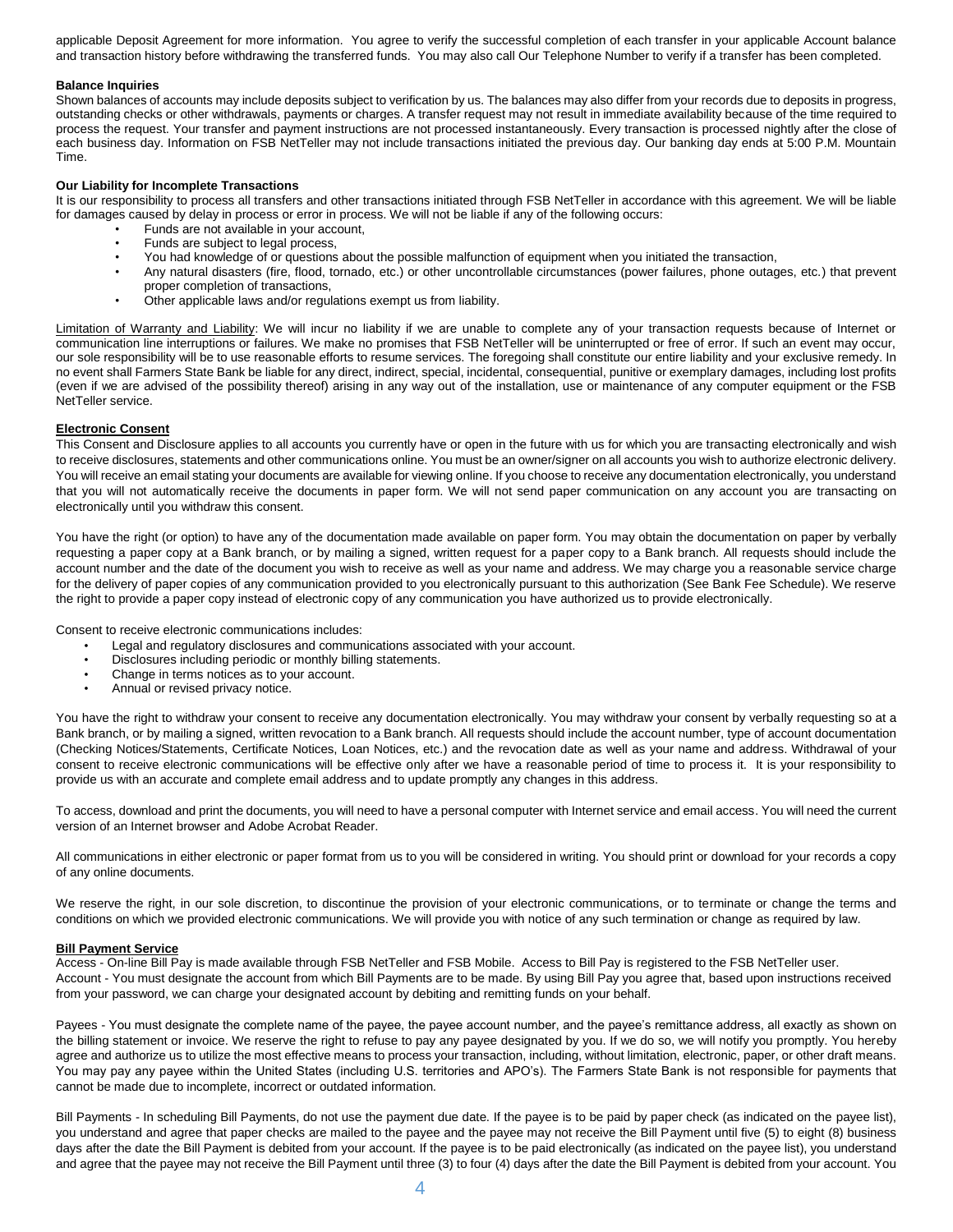applicable Deposit Agreement for more information. You agree to verify the successful completion of each transfer in your applicable Account balance and transaction history before withdrawing the transferred funds. You may also call Our Telephone Number to verify if a transfer has been completed.

**Balance Inquiries**

Shown balances of accounts may include deposits subject to verification by us. The balances may also differ from your records due to deposits in progress, outstanding checks or other withdrawals, payments or charges. A transfer request may not result in immediate availability because of the time required to process the request. Your transfer and payment instructions are not processed instantaneously. Every transaction is processed nightly after the close of each business day. Information on FSB NetTeller may not include transactions initiated the previous day. Our banking day ends at 5:00 P.M. Mountain Time.

**Our Liability for Incomplete Transactions**

It is our responsibility to process all transfers and other transactions initiated through FSB NetTeller in accordance with this agreement. We will be liable for damages caused by delay in process or error in process. We will not be liable if any of the following occurs:

- Funds are not available in your account,
- Funds are subject to legal process,
- You had knowledge of or questions about the possible malfunction of equipment when you initiated the transaction,
- Any natural disasters (fire, flood, tornado, etc.) or other uncontrollable circumstances (power failures, phone outages, etc.) that prevent proper completion of transactions,
- Other applicable laws and/or regulations exempt us from liability.

Limitation of Warranty and Liability: We will incur no liability if we are unable to complete any of your transaction requests because of Internet or communication line interruptions or failures. We make no promises that FSB NetTeller will be uninterrupted or free of error. If such an event may occur, our sole responsibility will be to use reasonable efforts to resume services. The foregoing shall constitute our entire liability and your exclusive remedy. In no event shall Farmers State Bank be liable for any direct, indirect, special, incidental, consequential, punitive or exemplary damages, including lost profits (even if we are advised of the possibility thereof) arising in any way out of the installation, use or maintenance of any computer equipment or the FSB NetTeller service.

**Electronic Consent**

This Consent and Disclosure applies to all accounts you currently have or open in the future with us for which you are transacting electronically and wish to receive disclosures, statements and other communications online. You must be an owner/signer on all accounts you wish to authorize electronic delivery. You will receive an email stating your documents are available for viewing online. If you choose to receive any documentation electronically, you understand that you will not automatically receive the documents in paper form. We will not send paper communication on any account you are transacting on electronically until you withdraw this consent.

You have the right (or option) to have any of the documentation made available on paper form. You may obtain the documentation on paper by verbally requesting a paper copy at a Bank branch, or by mailing a signed, written request for a paper copy to a Bank branch. All requests should include the account number and the date of the document you wish to receive as well as your name and address. We may charge you a reasonable service charge for the delivery of paper copies of any communication provided to you electronically pursuant to this authorization (See Bank Fee Schedule). We reserve the right to provide a paper copy instead of electronic copy of any communication you have authorized us to provide electronically.

Consent to receive electronic communications includes:

- Legal and regulatory disclosures and communications associated with your account.
- Disclosures including periodic or monthly billing statements.
- Change in terms notices as to your account.
- Annual or revised privacy notice.

You have the right to withdraw your consent to receive any documentation electronically. You may withdraw your consent by verbally requesting so at a Bank branch, or by mailing a signed, written revocation to a Bank branch. All requests should include the account number, type of account documentation (Checking Notices/Statements, Certificate Notices, Loan Notices, etc.) and the revocation date as well as your name and address. Withdrawal of your consent to receive electronic communications will be effective only after we have a reasonable period of time to process it. It is your responsibility to provide us with an accurate and complete email address and to update promptly any changes in this address.

To access, download and print the documents, you will need to have a personal computer with Internet service and email access. You will need the current version of an Internet browser and Adobe Acrobat Reader.

All communications in either electronic or paper format from us to you will be considered in writing. You should print or download for your records a copy of any online documents.

We reserve the right, in our sole discretion, to discontinue the provision of your electronic communications, or to terminate or change the terms and conditions on which we provided electronic communications. We will provide you with notice of any such termination or change as required by law.

**Bill Payment Service**

Access - On-line Bill Pay is made available through FSB NetTeller and FSB Mobile. Access to Bill Pay is registered to the FSB NetTeller user.
Account - You must designate the account from which Bill Payments are to be made. By using Bill Pay you agree that, based upon instructions received from your password, we can charge your designated account by debiting and remitting funds on your behalf.

Payees - You must designate the complete name of the payee, the payee account number, and the payee's remittance address, all exactly as shown on the billing statement or invoice. We reserve the right to refuse to pay any payee designated by you. If we do so, we will notify you promptly. You hereby agree and authorize us to utilize the most effective means to process your transaction, including, without limitation, electronic, paper, or other draft means. You may pay any payee within the United States (including U.S. territories and APO's). The Farmers State Bank is not responsible for payments that cannot be made due to incomplete, incorrect or outdated information.

Bill Payments - In scheduling Bill Payments, do not use the payment due date. If the payee is to be paid by paper check (as indicated on the payee list), you understand and agree that paper checks are mailed to the payee and the payee may not receive the Bill Payment until five (5) to eight (8) business days after the date the Bill Payment is debited from your account. If the payee is to be paid electronically (as indicated on the payee list), you understand and agree that the payee may not receive the Bill Payment until three (3) to four (4) days after the date the Bill Payment is debited from your account. You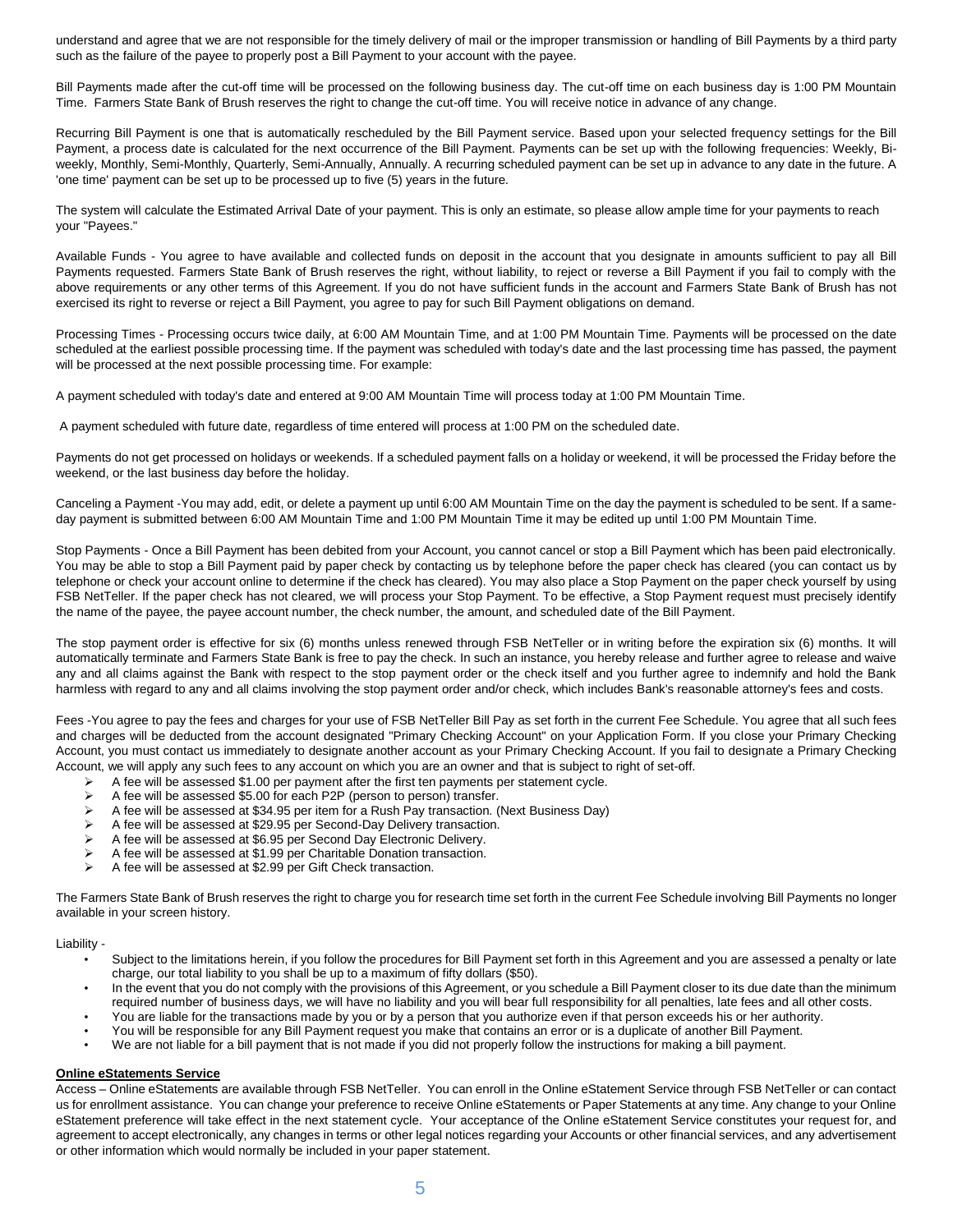understand and agree that we are not responsible for the timely delivery of mail or the improper transmission or handling of Bill Payments by a third party such as the failure of the payee to properly post a Bill Payment to your account with the payee.

Bill Payments made after the cut-off time will be processed on the following business day. The cut-off time on each business day is 1:00 PM Mountain Time. Farmers State Bank of Brush reserves the right to change the cut-off time. You will receive notice in advance of any change.

Recurring Bill Payment is one that is automatically rescheduled by the Bill Payment service. Based upon your selected frequency settings for the Bill Payment, a process date is calculated for the next occurrence of the Bill Payment. Payments can be set up with the following frequencies: Weekly, Bi-weekly, Monthly, Semi-Monthly, Quarterly, Semi-Annually, Annually. A recurring scheduled payment can be set up in advance to any date in the future. A 'one time' payment can be set up to be processed up to five (5) years in the future.

The system will calculate the Estimated Arrival Date of your payment. This is only an estimate, so please allow ample time for your payments to reach your "Payees."

Available Funds - You agree to have available and collected funds on deposit in the account that you designate in amounts sufficient to pay all Bill Payments requested. Farmers State Bank of Brush reserves the right, without liability, to reject or reverse a Bill Payment if you fail to comply with the above requirements or any other terms of this Agreement. If you do not have sufficient funds in the account and Farmers State Bank of Brush has not exercised its right to reverse or reject a Bill Payment, you agree to pay for such Bill Payment obligations on demand.

Processing Times - Processing occurs twice daily, at 6:00 AM Mountain Time, and at 1:00 PM Mountain Time. Payments will be processed on the date scheduled at the earliest possible processing time. If the payment was scheduled with today's date and the last processing time has passed, the payment will be processed at the next possible processing time. For example:

A payment scheduled with today's date and entered at 9:00 AM Mountain Time will process today at 1:00 PM Mountain Time.

A payment scheduled with future date, regardless of time entered will process at 1:00 PM on the scheduled date.

Payments do not get processed on holidays or weekends. If a scheduled payment falls on a holiday or weekend, it will be processed the Friday before the weekend, or the last business day before the holiday.

Canceling a Payment -You may add, edit, or delete a payment up until 6:00 AM Mountain Time on the day the payment is scheduled to be sent. If a same-day payment is submitted between 6:00 AM Mountain Time and 1:00 PM Mountain Time it may be edited up until 1:00 PM Mountain Time.

Stop Payments - Once a Bill Payment has been debited from your Account, you cannot cancel or stop a Bill Payment which has been paid electronically. You may be able to stop a Bill Payment paid by paper check by contacting us by telephone before the paper check has cleared (you can contact us by telephone or check your account online to determine if the check has cleared). You may also place a Stop Payment on the paper check yourself by using FSB NetTeller. If the paper check has not cleared, we will process your Stop Payment. To be effective, a Stop Payment request must precisely identify the name of the payee, the payee account number, the check number, the amount, and scheduled date of the Bill Payment.

The stop payment order is effective for six (6) months unless renewed through FSB NetTeller or in writing before the expiration six (6) months. It will automatically terminate and Farmers State Bank is free to pay the check. In such an instance, you hereby release and further agree to release and waive any and all claims against the Bank with respect to the stop payment order or the check itself and you further agree to indemnify and hold the Bank harmless with regard to any and all claims involving the stop payment order and/or check, which includes Bank's reasonable attorney's fees and costs.

Fees -You agree to pay the fees and charges for your use of FSB NetTeller Bill Pay as set forth in the current Fee Schedule. You agree that all such fees and charges will be deducted from the account designated "Primary Checking Account" on your Application Form. If you close your Primary Checking Account, you must contact us immediately to designate another account as your Primary Checking Account. If you fail to designate a Primary Checking Account, we will apply any such fees to any account on which you are an owner and that is subject to right of set-off.

- A fee will be assessed $1.00 per payment after the first ten payments per statement cycle.
- A fee will be assessed $5.00 for each P2P (person to person) transfer.
- A fee will be assessed at $34.95 per item for a Rush Pay transaction. (Next Business Day)
- A fee will be assessed at $29.95 per Second-Day Delivery transaction.
- A fee will be assessed at $6.95 per Second Day Electronic Delivery.
- A fee will be assessed at $1.99 per Charitable Donation transaction.
- A fee will be assessed at $2.99 per Gift Check transaction.

The Farmers State Bank of Brush reserves the right to charge you for research time set forth in the current Fee Schedule involving Bill Payments no longer available in your screen history.

Liability -

- Subject to the limitations herein, if you follow the procedures for Bill Payment set forth in this Agreement and you are assessed a penalty or late charge, our total liability to you shall be up to a maximum of fifty dollars ($50).
- In the event that you do not comply with the provisions of this Agreement, or you schedule a Bill Payment closer to its due date than the minimum required number of business days, we will have no liability and you will bear full responsibility for all penalties, late fees and all other costs.
- You are liable for the transactions made by you or by a person that you authorize even if that person exceeds his or her authority.
- You will be responsible for any Bill Payment request you make that contains an error or is a duplicate of another Bill Payment.
- We are not liable for a bill payment that is not made if you did not properly follow the instructions for making a bill payment.

**Online eStatements Service**

Access – Online eStatements are available through FSB NetTeller. You can enroll in the Online eStatement Service through FSB NetTeller or can contact us for enrollment assistance. You can change your preference to receive Online eStatements or Paper Statements at any time. Any change to your Online eStatement preference will take effect in the next statement cycle. Your acceptance of the Online eStatement Service constitutes your request for, and agreement to accept electronically, any changes in terms or other legal notices regarding your Accounts or other financial services, and any advertisement or other information which would normally be included in your paper statement.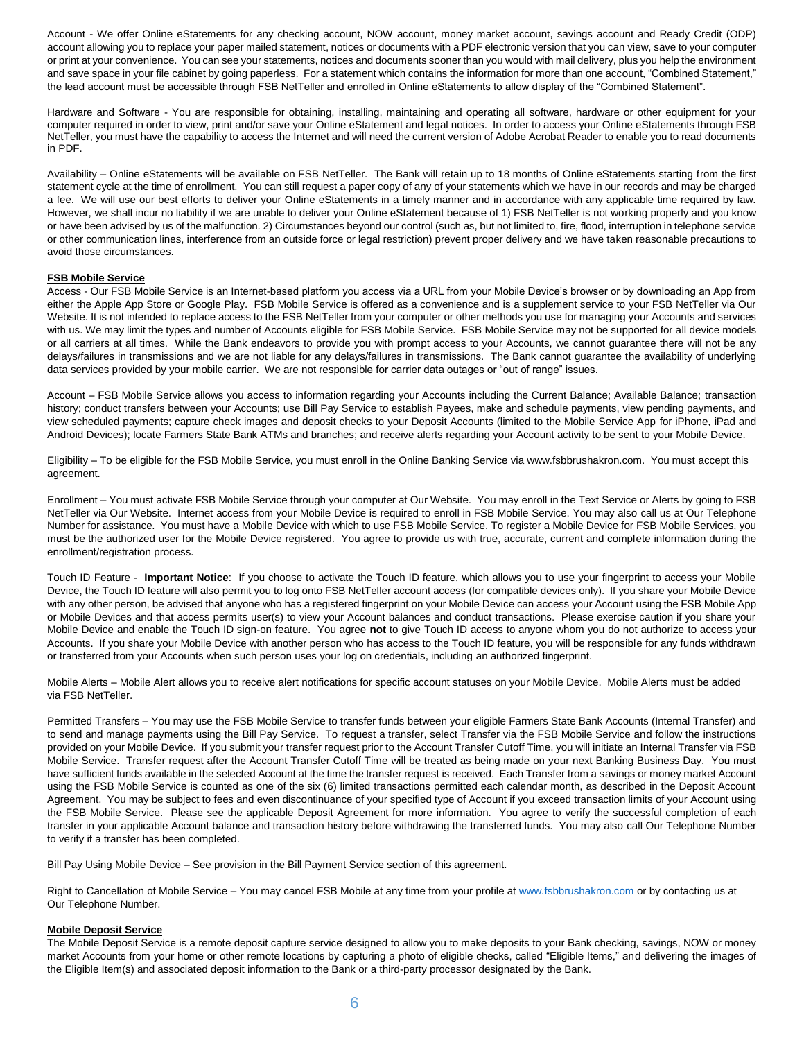Account - We offer Online eStatements for any checking account, NOW account, money market account, savings account and Ready Credit (ODP) account allowing you to replace your paper mailed statement, notices or documents with a PDF electronic version that you can view, save to your computer or print at your convenience. You can see your statements, notices and documents sooner than you would with mail delivery, plus you help the environment and save space in your file cabinet by going paperless. For a statement which contains the information for more than one account, "Combined Statement," the lead account must be accessible through FSB NetTeller and enrolled in Online eStatements to allow display of the "Combined Statement".

Hardware and Software - You are responsible for obtaining, installing, maintaining and operating all software, hardware or other equipment for your computer required in order to view, print and/or save your Online eStatement and legal notices. In order to access your Online eStatements through FSB NetTeller, you must have the capability to access the Internet and will need the current version of Adobe Acrobat Reader to enable you to read documents in PDF.

Availability – Online eStatements will be available on FSB NetTeller. The Bank will retain up to 18 months of Online eStatements starting from the first statement cycle at the time of enrollment. You can still request a paper copy of any of your statements which we have in our records and may be charged a fee. We will use our best efforts to deliver your Online eStatements in a timely manner and in accordance with any applicable time required by law. However, we shall incur no liability if we are unable to deliver your Online eStatement because of 1) FSB NetTeller is not working properly and you know or have been advised by us of the malfunction. 2) Circumstances beyond our control (such as, but not limited to, fire, flood, interruption in telephone service or other communication lines, interference from an outside force or legal restriction) prevent proper delivery and we have taken reasonable precautions to avoid those circumstances.

**FSB Mobile Service**

Access - Our FSB Mobile Service is an Internet-based platform you access via a URL from your Mobile Device's browser or by downloading an App from either the Apple App Store or Google Play. FSB Mobile Service is offered as a convenience and is a supplement service to your FSB NetTeller via Our Website. It is not intended to replace access to the FSB NetTeller from your computer or other methods you use for managing your Accounts and services with us. We may limit the types and number of Accounts eligible for FSB Mobile Service. FSB Mobile Service may not be supported for all device models or all carriers at all times. While the Bank endeavors to provide you with prompt access to your Accounts, we cannot guarantee there will not be any delays/failures in transmissions and we are not liable for any delays/failures in transmissions. The Bank cannot guarantee the availability of underlying data services provided by your mobile carrier. We are not responsible for carrier data outages or "out of range" issues.

Account – FSB Mobile Service allows you access to information regarding your Accounts including the Current Balance; Available Balance; transaction history; conduct transfers between your Accounts; use Bill Pay Service to establish Payees, make and schedule payments, view pending payments, and view scheduled payments; capture check images and deposit checks to your Deposit Accounts (limited to the Mobile Service App for iPhone, iPad and Android Devices); locate Farmers State Bank ATMs and branches; and receive alerts regarding your Account activity to be sent to your Mobile Device.

Eligibility – To be eligible for the FSB Mobile Service, you must enroll in the Online Banking Service via www.fsbbrushakron.com. You must accept this agreement.

Enrollment – You must activate FSB Mobile Service through your computer at Our Website. You may enroll in the Text Service or Alerts by going to FSB NetTeller via Our Website. Internet access from your Mobile Device is required to enroll in FSB Mobile Service. You may also call us at Our Telephone Number for assistance. You must have a Mobile Device with which to use FSB Mobile Service. To register a Mobile Device for FSB Mobile Services, you must be the authorized user for the Mobile Device registered. You agree to provide us with true, accurate, current and complete information during the enrollment/registration process.

Touch ID Feature - **Important Notice**: If you choose to activate the Touch ID feature, which allows you to use your fingerprint to access your Mobile Device, the Touch ID feature will also permit you to log onto FSB NetTeller account access (for compatible devices only). If you share your Mobile Device with any other person, be advised that anyone who has a registered fingerprint on your Mobile Device can access your Account using the FSB Mobile App or Mobile Devices and that access permits user(s) to view your Account balances and conduct transactions. Please exercise caution if you share your Mobile Device and enable the Touch ID sign-on feature. You agree **not** to give Touch ID access to anyone whom you do not authorize to access your Accounts. If you share your Mobile Device with another person who has access to the Touch ID feature, you will be responsible for any funds withdrawn or transferred from your Accounts when such person uses your log on credentials, including an authorized fingerprint.

Mobile Alerts – Mobile Alert allows you to receive alert notifications for specific account statuses on your Mobile Device. Mobile Alerts must be added via FSB NetTeller.

Permitted Transfers – You may use the FSB Mobile Service to transfer funds between your eligible Farmers State Bank Accounts (Internal Transfer) and to send and manage payments using the Bill Pay Service. To request a transfer, select Transfer via the FSB Mobile Service and follow the instructions provided on your Mobile Device. If you submit your transfer request prior to the Account Transfer Cutoff Time, you will initiate an Internal Transfer via FSB Mobile Service. Transfer request after the Account Transfer Cutoff Time will be treated as being made on your next Banking Business Day. You must have sufficient funds available in the selected Account at the time the transfer request is received. Each Transfer from a savings or money market Account using the FSB Mobile Service is counted as one of the six (6) limited transactions permitted each calendar month, as described in the Deposit Account Agreement. You may be subject to fees and even discontinuance of your specified type of Account if you exceed transaction limits of your Account using the FSB Mobile Service. Please see the applicable Deposit Agreement for more information. You agree to verify the successful completion of each transfer in your applicable Account balance and transaction history before withdrawing the transferred funds. You may also call Our Telephone Number to verify if a transfer has been completed.

Bill Pay Using Mobile Device – See provision in the Bill Payment Service section of this agreement.

Right to Cancellation of Mobile Service – You may cancel FSB Mobile at any time from your profile at www.fsbbrushakron.com or by contacting us at Our Telephone Number.

**Mobile Deposit Service**

The Mobile Deposit Service is a remote deposit capture service designed to allow you to make deposits to your Bank checking, savings, NOW or money market Accounts from your home or other remote locations by capturing a photo of eligible checks, called "Eligible Items," and delivering the images of the Eligible Item(s) and associated deposit information to the Bank or a third-party processor designated by the Bank.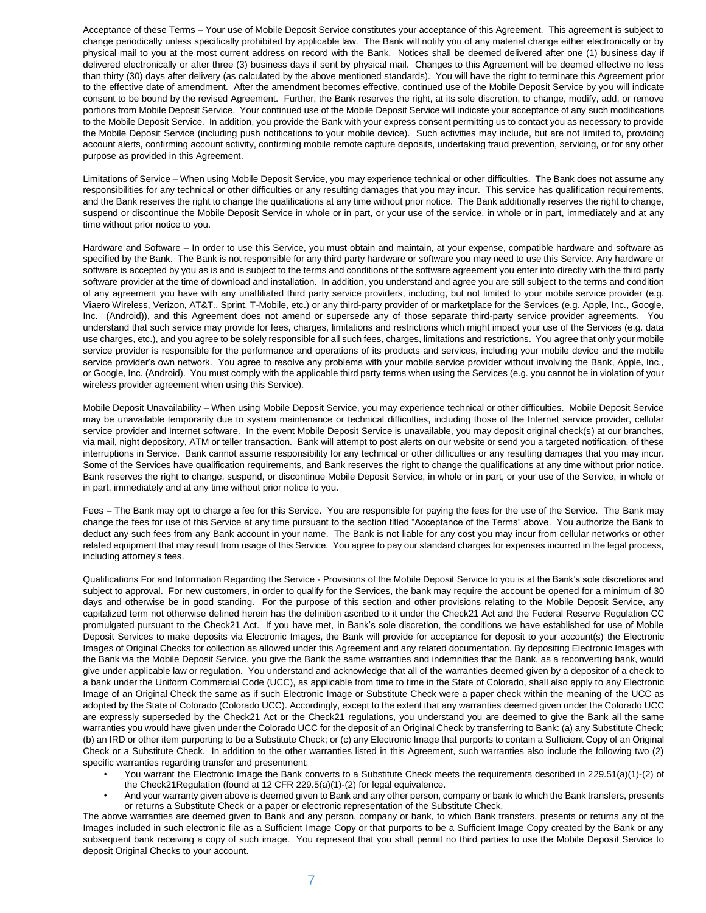Acceptance of these Terms – Your use of Mobile Deposit Service constitutes your acceptance of this Agreement. This agreement is subject to change periodically unless specifically prohibited by applicable law. The Bank will notify you of any material change either electronically or by physical mail to you at the most current address on record with the Bank. Notices shall be deemed delivered after one (1) business day if delivered electronically or after three (3) business days if sent by physical mail. Changes to this Agreement will be deemed effective no less than thirty (30) days after delivery (as calculated by the above mentioned standards). You will have the right to terminate this Agreement prior to the effective date of amendment. After the amendment becomes effective, continued use of the Mobile Deposit Service by you will indicate consent to be bound by the revised Agreement. Further, the Bank reserves the right, at its sole discretion, to change, modify, add, or remove portions from Mobile Deposit Service. Your continued use of the Mobile Deposit Service will indicate your acceptance of any such modifications to the Mobile Deposit Service. In addition, you provide the Bank with your express consent permitting us to contact you as necessary to provide the Mobile Deposit Service (including push notifications to your mobile device). Such activities may include, but are not limited to, providing account alerts, confirming account activity, confirming mobile remote capture deposits, undertaking fraud prevention, servicing, or for any other purpose as provided in this Agreement.

Limitations of Service – When using Mobile Deposit Service, you may experience technical or other difficulties. The Bank does not assume any responsibilities for any technical or other difficulties or any resulting damages that you may incur. This service has qualification requirements, and the Bank reserves the right to change the qualifications at any time without prior notice. The Bank additionally reserves the right to change, suspend or discontinue the Mobile Deposit Service in whole or in part, or your use of the service, in whole or in part, immediately and at any time without prior notice to you.

Hardware and Software – In order to use this Service, you must obtain and maintain, at your expense, compatible hardware and software as specified by the Bank. The Bank is not responsible for any third party hardware or software you may need to use this Service. Any hardware or software is accepted by you as is and is subject to the terms and conditions of the software agreement you enter into directly with the third party software provider at the time of download and installation. In addition, you understand and agree you are still subject to the terms and condition of any agreement you have with any unaffiliated third party service providers, including, but not limited to your mobile service provider (e.g. Viaero Wireless, Verizon, AT&T., Sprint, T-Mobile, etc.) or any third-party provider of or marketplace for the Services (e.g. Apple, Inc., Google, Inc. (Android)), and this Agreement does not amend or supersede any of those separate third-party service provider agreements. You understand that such service may provide for fees, charges, limitations and restrictions which might impact your use of the Services (e.g. data use charges, etc.), and you agree to be solely responsible for all such fees, charges, limitations and restrictions. You agree that only your mobile service provider is responsible for the performance and operations of its products and services, including your mobile device and the mobile service provider's own network. You agree to resolve any problems with your mobile service provider without involving the Bank, Apple, Inc., or Google, Inc. (Android). You must comply with the applicable third party terms when using the Services (e.g. you cannot be in violation of your wireless provider agreement when using this Service).

Mobile Deposit Unavailability – When using Mobile Deposit Service, you may experience technical or other difficulties. Mobile Deposit Service may be unavailable temporarily due to system maintenance or technical difficulties, including those of the Internet service provider, cellular service provider and Internet software. In the event Mobile Deposit Service is unavailable, you may deposit original check(s) at our branches, via mail, night depository, ATM or teller transaction. Bank will attempt to post alerts on our website or send you a targeted notification, of these interruptions in Service. Bank cannot assume responsibility for any technical or other difficulties or any resulting damages that you may incur. Some of the Services have qualification requirements, and Bank reserves the right to change the qualifications at any time without prior notice. Bank reserves the right to change, suspend, or discontinue Mobile Deposit Service, in whole or in part, or your use of the Service, in whole or in part, immediately and at any time without prior notice to you.

Fees – The Bank may opt to charge a fee for this Service. You are responsible for paying the fees for the use of the Service. The Bank may change the fees for use of this Service at any time pursuant to the section titled "Acceptance of the Terms" above. You authorize the Bank to deduct any such fees from any Bank account in your name. The Bank is not liable for any cost you may incur from cellular networks or other related equipment that may result from usage of this Service. You agree to pay our standard charges for expenses incurred in the legal process, including attorney's fees.

Qualifications For and Information Regarding the Service - Provisions of the Mobile Deposit Service to you is at the Bank's sole discretions and subject to approval. For new customers, in order to qualify for the Services, the bank may require the account be opened for a minimum of 30 days and otherwise be in good standing. For the purpose of this section and other provisions relating to the Mobile Deposit Service, any capitalized term not otherwise defined herein has the definition ascribed to it under the Check21 Act and the Federal Reserve Regulation CC promulgated pursuant to the Check21 Act. If you have met, in Bank's sole discretion, the conditions we have established for use of Mobile Deposit Services to make deposits via Electronic Images, the Bank will provide for acceptance for deposit to your account(s) the Electronic Images of Original Checks for collection as allowed under this Agreement and any related documentation. By depositing Electronic Images with the Bank via the Mobile Deposit Service, you give the Bank the same warranties and indemnities that the Bank, as a reconverting bank, would give under applicable law or regulation. You understand and acknowledge that all of the warranties deemed given by a depositor of a check to a bank under the Uniform Commercial Code (UCC), as applicable from time to time in the State of Colorado, shall also apply to any Electronic Image of an Original Check the same as if such Electronic Image or Substitute Check were a paper check within the meaning of the UCC as adopted by the State of Colorado (Colorado UCC). Accordingly, except to the extent that any warranties deemed given under the Colorado UCC are expressly superseded by the Check21 Act or the Check21 regulations, you understand you are deemed to give the Bank all the same warranties you would have given under the Colorado UCC for the deposit of an Original Check by transferring to Bank: (a) any Substitute Check; (b) an IRD or other item purporting to be a Substitute Check; or (c) any Electronic Image that purports to contain a Sufficient Copy of an Original Check or a Substitute Check. In addition to the other warranties listed in this Agreement, such warranties also include the following two (2) specific warranties regarding transfer and presentment:

- You warrant the Electronic Image the Bank converts to a Substitute Check meets the requirements described in 229.51(a)(1)-(2) of the Check21Regulation (found at 12 CFR 229.5(a)(1)-(2) for legal equivalence.
- And your warranty given above is deemed given to Bank and any other person, company or bank to which the Bank transfers, presents or returns a Substitute Check or a paper or electronic representation of the Substitute Check.

The above warranties are deemed given to Bank and any person, company or bank, to which Bank transfers, presents or returns any of the Images included in such electronic file as a Sufficient Image Copy or that purports to be a Sufficient Image Copy created by the Bank or any subsequent bank receiving a copy of such image. You represent that you shall permit no third parties to use the Mobile Deposit Service to deposit Original Checks to your account.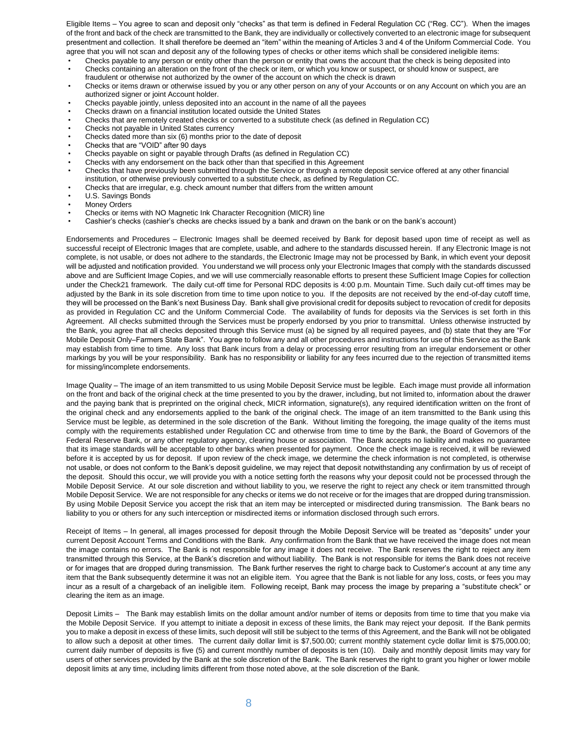Eligible Items – You agree to scan and deposit only "checks" as that term is defined in Federal Regulation CC ("Reg. CC"). When the images of the front and back of the check are transmitted to the Bank, they are individually or collectively converted to an electronic image for subsequent presentment and collection. It shall therefore be deemed an "item" within the meaning of Articles 3 and 4 of the Uniform Commercial Code. You agree that you will not scan and deposit any of the following types of checks or other items which shall be considered ineligible items:

- Checks payable to any person or entity other than the person or entity that owns the account that the check is being deposited into
- Checks containing an alteration on the front of the check or item, or which you know or suspect, or should know or suspect, are fraudulent or otherwise not authorized by the owner of the account on which the check is drawn
- Checks or items drawn or otherwise issued by you or any other person on any of your Accounts or on any Account on which you are an authorized signer or joint Account holder.
- Checks payable jointly, unless deposited into an account in the name of all the payees
- Checks drawn on a financial institution located outside the United States
- Checks that are remotely created checks or converted to a substitute check (as defined in Regulation CC)
- Checks not payable in United States currency
- Checks dated more than six (6) months prior to the date of deposit
- Checks that are "VOID" after 90 days
- Checks payable on sight or payable through Drafts (as defined in Regulation CC)
- Checks with any endorsement on the back other than that specified in this Agreement
- Checks that have previously been submitted through the Service or through a remote deposit service offered at any other financial institution, or otherwise previously converted to a substitute check, as defined by Regulation CC.
- Checks that are irregular, e.g. check amount number that differs from the written amount
- U.S. Savings Bonds
- Money Orders
- Checks or items with NO Magnetic Ink Character Recognition (MICR) line
- Cashier's checks (cashier's checks are checks issued by a bank and drawn on the bank or on the bank's account)

Endorsements and Procedures – Electronic Images shall be deemed received by Bank for deposit based upon time of receipt as well as successful receipt of Electronic Images that are complete, usable, and adhere to the standards discussed herein. If any Electronic Image is not complete, is not usable, or does not adhere to the standards, the Electronic Image may not be processed by Bank, in which event your deposit will be adjusted and notification provided. You understand we will process only your Electronic Images that comply with the standards discussed above and are Sufficient Image Copies, and we will use commercially reasonable efforts to present these Sufficient Image Copies for collection under the Check21 framework. The daily cut-off time for Personal RDC deposits is 4:00 p.m. Mountain Time. Such daily cut-off times may be adjusted by the Bank in its sole discretion from time to time upon notice to you. If the deposits are not received by the end-of-day cutoff time, they will be processed on the Bank's next Business Day. Bank shall give provisional credit for deposits subject to revocation of credit for deposits as provided in Regulation CC and the Uniform Commercial Code. The availability of funds for deposits via the Services is set forth in this Agreement. All checks submitted through the Services must be properly endorsed by you prior to transmittal. Unless otherwise instructed by the Bank, you agree that all checks deposited through this Service must (a) be signed by all required payees, and (b) state that they are "For Mobile Deposit Only–Farmers State Bank". You agree to follow any and all other procedures and instructions for use of this Service as the Bank may establish from time to time. Any loss that Bank incurs from a delay or processing error resulting from an irregular endorsement or other markings by you will be your responsibility. Bank has no responsibility or liability for any fees incurred due to the rejection of transmitted items for missing/incomplete endorsements.

Image Quality – The image of an item transmitted to us using Mobile Deposit Service must be legible. Each image must provide all information on the front and back of the original check at the time presented to you by the drawer, including, but not limited to, information about the drawer and the paying bank that is preprinted on the original check, MICR information, signature(s), any required identification written on the front of the original check and any endorsements applied to the bank of the original check. The image of an item transmitted to the Bank using this Service must be legible, as determined in the sole discretion of the Bank. Without limiting the foregoing, the image quality of the items must comply with the requirements established under Regulation CC and otherwise from time to time by the Bank, the Board of Governors of the Federal Reserve Bank, or any other regulatory agency, clearing house or association. The Bank accepts no liability and makes no guarantee that its image standards will be acceptable to other banks when presented for payment. Once the check image is received, it will be reviewed before it is accepted by us for deposit. If upon review of the check image, we determine the check information is not completed, is otherwise not usable, or does not conform to the Bank's deposit guideline, we may reject that deposit notwithstanding any confirmation by us of receipt of the deposit. Should this occur, we will provide you with a notice setting forth the reasons why your deposit could not be processed through the Mobile Deposit Service. At our sole discretion and without liability to you, we reserve the right to reject any check or item transmitted through Mobile Deposit Service. We are not responsible for any checks or items we do not receive or for the images that are dropped during transmission. By using Mobile Deposit Service you accept the risk that an item may be intercepted or misdirected during transmission. The Bank bears no liability to you or others for any such interception or misdirected items or information disclosed through such errors.

Receipt of Items – In general, all images processed for deposit through the Mobile Deposit Service will be treated as "deposits" under your current Deposit Account Terms and Conditions with the Bank. Any confirmation from the Bank that we have received the image does not mean the image contains no errors. The Bank is not responsible for any image it does not receive. The Bank reserves the right to reject any item transmitted through this Service, at the Bank's discretion and without liability. The Bank is not responsible for items the Bank does not receive or for images that are dropped during transmission. The Bank further reserves the right to charge back to Customer's account at any time any item that the Bank subsequently determine it was not an eligible item. You agree that the Bank is not liable for any loss, costs, or fees you may incur as a result of a chargeback of an ineligible item. Following receipt, Bank may process the image by preparing a "substitute check" or clearing the item as an image.

Deposit Limits – The Bank may establish limits on the dollar amount and/or number of items or deposits from time to time that you make via the Mobile Deposit Service. If you attempt to initiate a deposit in excess of these limits, the Bank may reject your deposit. If the Bank permits you to make a deposit in excess of these limits, such deposit will still be subject to the terms of this Agreement, and the Bank will not be obligated to allow such a deposit at other times. The current daily dollar limit is $7,500.00; current monthly statement cycle dollar limit is $75,000.00; current daily number of deposits is five (5) and current monthly number of deposits is ten (10). Daily and monthly deposit limits may vary for users of other services provided by the Bank at the sole discretion of the Bank. The Bank reserves the right to grant you higher or lower mobile deposit limits at any time, including limits different from those noted above, at the sole discretion of the Bank.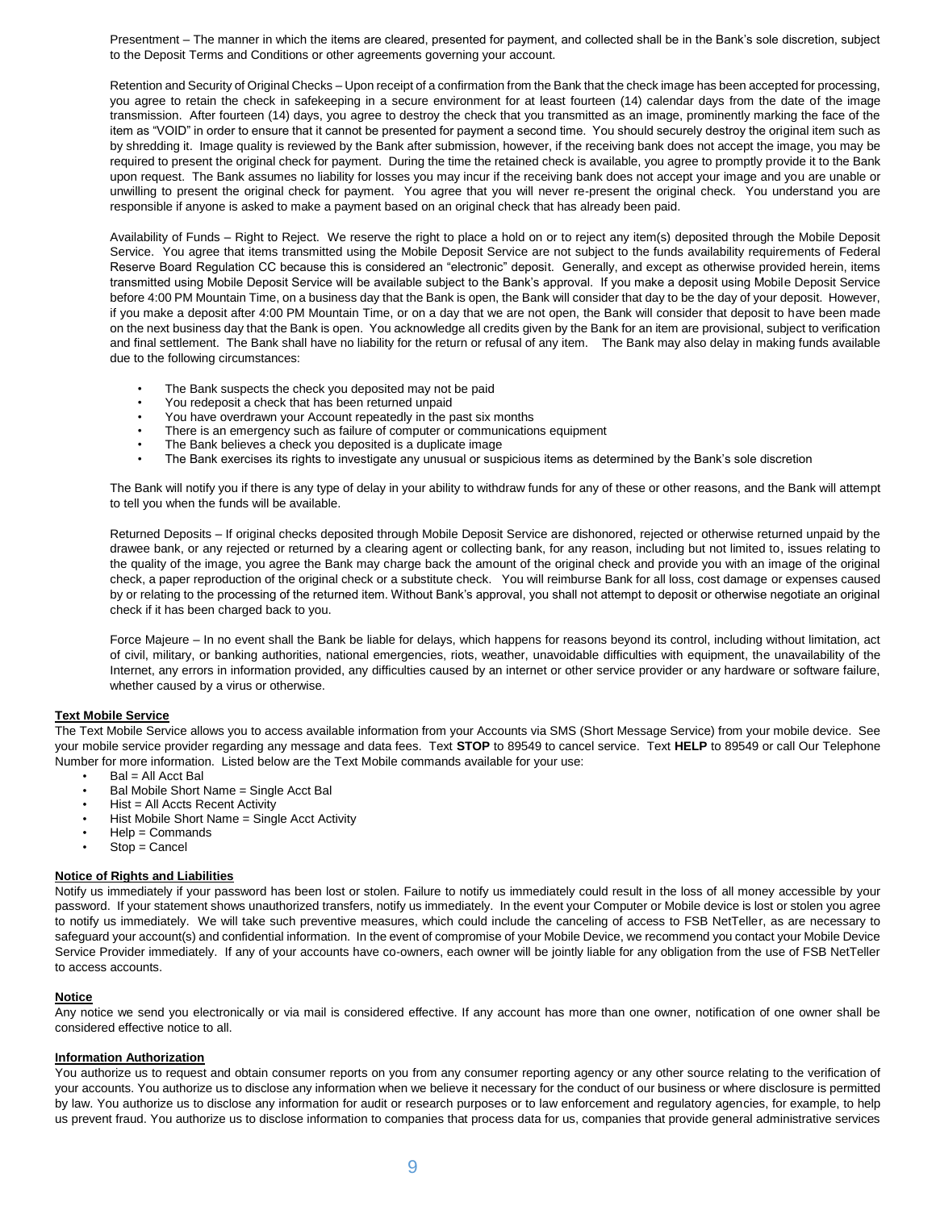Presentment – The manner in which the items are cleared, presented for payment, and collected shall be in the Bank's sole discretion, subject to the Deposit Terms and Conditions or other agreements governing your account.

Retention and Security of Original Checks – Upon receipt of a confirmation from the Bank that the check image has been accepted for processing, you agree to retain the check in safekeeping in a secure environment for at least fourteen (14) calendar days from the date of the image transmission. After fourteen (14) days, you agree to destroy the check that you transmitted as an image, prominently marking the face of the item as "VOID" in order to ensure that it cannot be presented for payment a second time. You should securely destroy the original item such as by shredding it. Image quality is reviewed by the Bank after submission, however, if the receiving bank does not accept the image, you may be required to present the original check for payment. During the time the retained check is available, you agree to promptly provide it to the Bank upon request. The Bank assumes no liability for losses you may incur if the receiving bank does not accept your image and you are unable or unwilling to present the original check for payment. You agree that you will never re-present the original check. You understand you are responsible if anyone is asked to make a payment based on an original check that has already been paid.

Availability of Funds – Right to Reject. We reserve the right to place a hold on or to reject any item(s) deposited through the Mobile Deposit Service. You agree that items transmitted using the Mobile Deposit Service are not subject to the funds availability requirements of Federal Reserve Board Regulation CC because this is considered an "electronic" deposit. Generally, and except as otherwise provided herein, items transmitted using Mobile Deposit Service will be available subject to the Bank's approval. If you make a deposit using Mobile Deposit Service before 4:00 PM Mountain Time, on a business day that the Bank is open, the Bank will consider that day to be the day of your deposit. However, if you make a deposit after 4:00 PM Mountain Time, or on a day that we are not open, the Bank will consider that deposit to have been made on the next business day that the Bank is open. You acknowledge all credits given by the Bank for an item are provisional, subject to verification and final settlement. The Bank shall have no liability for the return or refusal of any item. The Bank may also delay in making funds available due to the following circumstances:

- The Bank suspects the check you deposited may not be paid
- You redeposit a check that has been returned unpaid
- You have overdrawn your Account repeatedly in the past six months
- There is an emergency such as failure of computer or communications equipment
- The Bank believes a check you deposited is a duplicate image
- The Bank exercises its rights to investigate any unusual or suspicious items as determined by the Bank's sole discretion

The Bank will notify you if there is any type of delay in your ability to withdraw funds for any of these or other reasons, and the Bank will attempt to tell you when the funds will be available.

Returned Deposits – If original checks deposited through Mobile Deposit Service are dishonored, rejected or otherwise returned unpaid by the drawee bank, or any rejected or returned by a clearing agent or collecting bank, for any reason, including but not limited to, issues relating to the quality of the image, you agree the Bank may charge back the amount of the original check and provide you with an image of the original check, a paper reproduction of the original check or a substitute check. You will reimburse Bank for all loss, cost damage or expenses caused by or relating to the processing of the returned item. Without Bank's approval, you shall not attempt to deposit or otherwise negotiate an original check if it has been charged back to you.

Force Majeure – In no event shall the Bank be liable for delays, which happens for reasons beyond its control, including without limitation, act of civil, military, or banking authorities, national emergencies, riots, weather, unavoidable difficulties with equipment, the unavailability of the Internet, any errors in information provided, any difficulties caused by an internet or other service provider or any hardware or software failure, whether caused by a virus or otherwise.

**Text Mobile Service**

The Text Mobile Service allows you to access available information from your Accounts via SMS (Short Message Service) from your mobile device. See your mobile service provider regarding any message and data fees. Text **STOP** to 89549 to cancel service. Text **HELP** to 89549 or call Our Telephone Number for more information. Listed below are the Text Mobile commands available for your use:

- Bal = All Acct Bal
- Bal Mobile Short Name = Single Acct Bal
- Hist = All Accts Recent Activity
- Hist Mobile Short Name = Single Acct Activity
- Help = Commands
- Stop = Cancel

**Notice of Rights and Liabilities**

Notify us immediately if your password has been lost or stolen. Failure to notify us immediately could result in the loss of all money accessible by your password. If your statement shows unauthorized transfers, notify us immediately. In the event your Computer or Mobile device is lost or stolen you agree to notify us immediately. We will take such preventive measures, which could include the canceling of access to FSB NetTeller, as are necessary to safeguard your account(s) and confidential information. In the event of compromise of your Mobile Device, we recommend you contact your Mobile Device Service Provider immediately. If any of your accounts have co-owners, each owner will be jointly liable for any obligation from the use of FSB NetTeller to access accounts.

**Notice**

Any notice we send you electronically or via mail is considered effective. If any account has more than one owner, notification of one owner shall be considered effective notice to all.

**Information Authorization**

You authorize us to request and obtain consumer reports on you from any consumer reporting agency or any other source relating to the verification of your accounts. You authorize us to disclose any information when we believe it necessary for the conduct of our business or where disclosure is permitted by law. You authorize us to disclose any information for audit or research purposes or to law enforcement and regulatory agencies, for example, to help us prevent fraud. You authorize us to disclose information to companies that process data for us, companies that provide general administrative services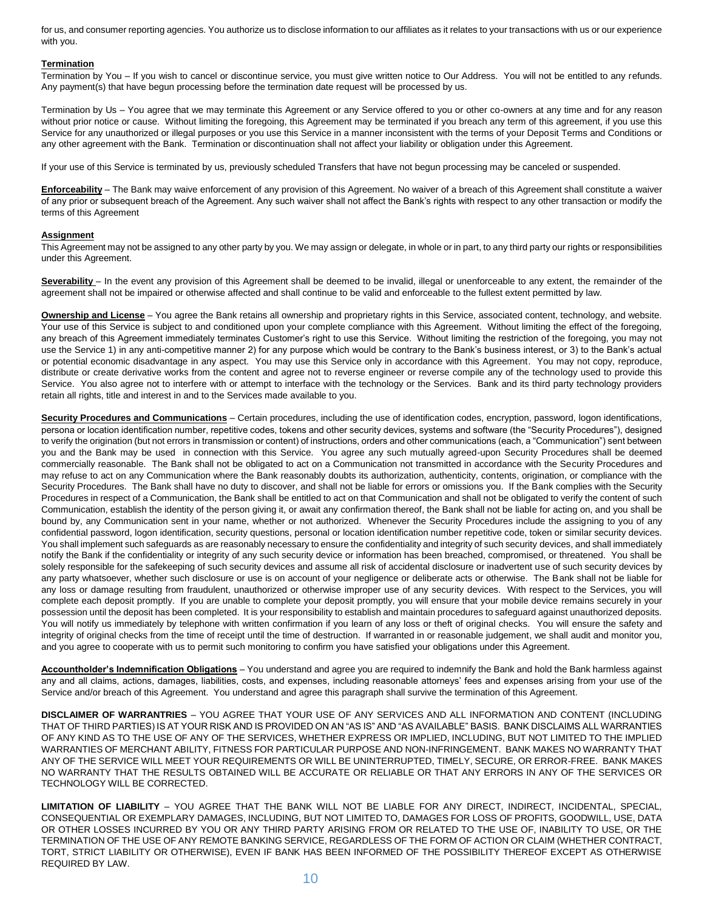for us, and consumer reporting agencies. You authorize us to disclose information to our affiliates as it relates to your transactions with us or our experience with you.

**Termination**

Termination by You – If you wish to cancel or discontinue service, you must give written notice to Our Address. You will not be entitled to any refunds. Any payment(s) that have begun processing before the termination date request will be processed by us.

Termination by Us – You agree that we may terminate this Agreement or any Service offered to you or other co-owners at any time and for any reason without prior notice or cause. Without limiting the foregoing, this Agreement may be terminated if you breach any term of this agreement, if you use this Service for any unauthorized or illegal purposes or you use this Service in a manner inconsistent with the terms of your Deposit Terms and Conditions or any other agreement with the Bank. Termination or discontinuation shall not affect your liability or obligation under this Agreement.

If your use of this Service is terminated by us, previously scheduled Transfers that have not begun processing may be canceled or suspended.

**Enforceability** – The Bank may waive enforcement of any provision of this Agreement. No waiver of a breach of this Agreement shall constitute a waiver of any prior or subsequent breach of the Agreement. Any such waiver shall not affect the Bank's rights with respect to any other transaction or modify the terms of this Agreement

**Assignment**

This Agreement may not be assigned to any other party by you. We may assign or delegate, in whole or in part, to any third party our rights or responsibilities under this Agreement.

**Severability** – In the event any provision of this Agreement shall be deemed to be invalid, illegal or unenforceable to any extent, the remainder of the agreement shall not be impaired or otherwise affected and shall continue to be valid and enforceable to the fullest extent permitted by law.

**Ownership and License** – You agree the Bank retains all ownership and proprietary rights in this Service, associated content, technology, and website. Your use of this Service is subject to and conditioned upon your complete compliance with this Agreement. Without limiting the effect of the foregoing, any breach of this Agreement immediately terminates Customer's right to use this Service. Without limiting the restriction of the foregoing, you may not use the Service 1) in any anti-competitive manner 2) for any purpose which would be contrary to the Bank's business interest, or 3) to the Bank's actual or potential economic disadvantage in any aspect. You may use this Service only in accordance with this Agreement. You may not copy, reproduce, distribute or create derivative works from the content and agree not to reverse engineer or reverse compile any of the technology used to provide this Service. You also agree not to interfere with or attempt to interface with the technology or the Services. Bank and its third party technology providers retain all rights, title and interest in and to the Services made available to you.

**Security Procedures and Communications** – Certain procedures, including the use of identification codes, encryption, password, logon identifications, persona or location identification number, repetitive codes, tokens and other security devices, systems and software (the "Security Procedures"), designed to verify the origination (but not errors in transmission or content) of instructions, orders and other communications (each, a "Communication") sent between you and the Bank may be used in connection with this Service. You agree any such mutually agreed-upon Security Procedures shall be deemed commercially reasonable. The Bank shall not be obligated to act on a Communication not transmitted in accordance with the Security Procedures and may refuse to act on any Communication where the Bank reasonably doubts its authorization, authenticity, contents, origination, or compliance with the Security Procedures. The Bank shall have no duty to discover, and shall not be liable for errors or omissions you. If the Bank complies with the Security Procedures in respect of a Communication, the Bank shall be entitled to act on that Communication and shall not be obligated to verify the content of such Communication, establish the identity of the person giving it, or await any confirmation thereof, the Bank shall not be liable for acting on, and you shall be bound by, any Communication sent in your name, whether or not authorized. Whenever the Security Procedures include the assigning to you of any confidential password, logon identification, security questions, personal or location identification number repetitive code, token or similar security devices. You shall implement such safeguards as are reasonably necessary to ensure the confidentiality and integrity of such security devices, and shall immediately notify the Bank if the confidentiality or integrity of any such security device or information has been breached, compromised, or threatened. You shall be solely responsible for the safekeeping of such security devices and assume all risk of accidental disclosure or inadvertent use of such security devices by any party whatsoever, whether such disclosure or use is on account of your negligence or deliberate acts or otherwise. The Bank shall not be liable for any loss or damage resulting from fraudulent, unauthorized or otherwise improper use of any security devices. With respect to the Services, you will complete each deposit promptly. If you are unable to complete your deposit promptly, you will ensure that your mobile device remains securely in your possession until the deposit has been completed. It is your responsibility to establish and maintain procedures to safeguard against unauthorized deposits. You will notify us immediately by telephone with written confirmation if you learn of any loss or theft of original checks. You will ensure the safety and integrity of original checks from the time of receipt until the time of destruction. If warranted in or reasonable judgement, we shall audit and monitor you, and you agree to cooperate with us to permit such monitoring to confirm you have satisfied your obligations under this Agreement.

**Accountholder's Indemnification Obligations** – You understand and agree you are required to indemnify the Bank and hold the Bank harmless against any and all claims, actions, damages, liabilities, costs, and expenses, including reasonable attorneys' fees and expenses arising from your use of the Service and/or breach of this Agreement. You understand and agree this paragraph shall survive the termination of this Agreement.

**DISCLAIMER OF WARRANTRIES** – YOU AGREE THAT YOUR USE OF ANY SERVICES AND ALL INFORMATION AND CONTENT (INCLUDING THAT OF THIRD PARTIES) IS AT YOUR RISK AND IS PROVIDED ON AN "AS IS" AND "AS AVAILABLE" BASIS. BANK DISCLAIMS ALL WARRANTIES OF ANY KIND AS TO THE USE OF ANY OF THE SERVICES, WHETHER EXPRESS OR IMPLIED, INCLUDING, BUT NOT LIMITED TO THE IMPLIED WARRANTIES OF MERCHANT ABILITY, FITNESS FOR PARTICULAR PURPOSE AND NON-INFRINGEMENT. BANK MAKES NO WARRANTY THAT ANY OF THE SERVICE WILL MEET YOUR REQUIREMENTS OR WILL BE UNINTERRUPTED, TIMELY, SECURE, OR ERROR-FREE. BANK MAKES NO WARRANTY THAT THE RESULTS OBTAINED WILL BE ACCURATE OR RELIABLE OR THAT ANY ERRORS IN ANY OF THE SERVICES OR TECHNOLOGY WILL BE CORRECTED.

**LIMITATION OF LIABILITY** – YOU AGREE THAT THE BANK WILL NOT BE LIABLE FOR ANY DIRECT, INDIRECT, INCIDENTAL, SPECIAL, CONSEQUENTIAL OR EXEMPLARY DAMAGES, INCLUDING, BUT NOT LIMITED TO, DAMAGES FOR LOSS OF PROFITS, GOODWILL, USE, DATA OR OTHER LOSSES INCURRED BY YOU OR ANY THIRD PARTY ARISING FROM OR RELATED TO THE USE OF, INABILITY TO USE, OR THE TERMINATION OF THE USE OF ANY REMOTE BANKING SERVICE, REGARDLESS OF THE FORM OF ACTION OR CLAIM (WHETHER CONTRACT, TORT, STRICT LIABILITY OR OTHERWISE), EVEN IF BANK HAS BEEN INFORMED OF THE POSSIBILITY THEREOF EXCEPT AS OTHERWISE REQUIRED BY LAW.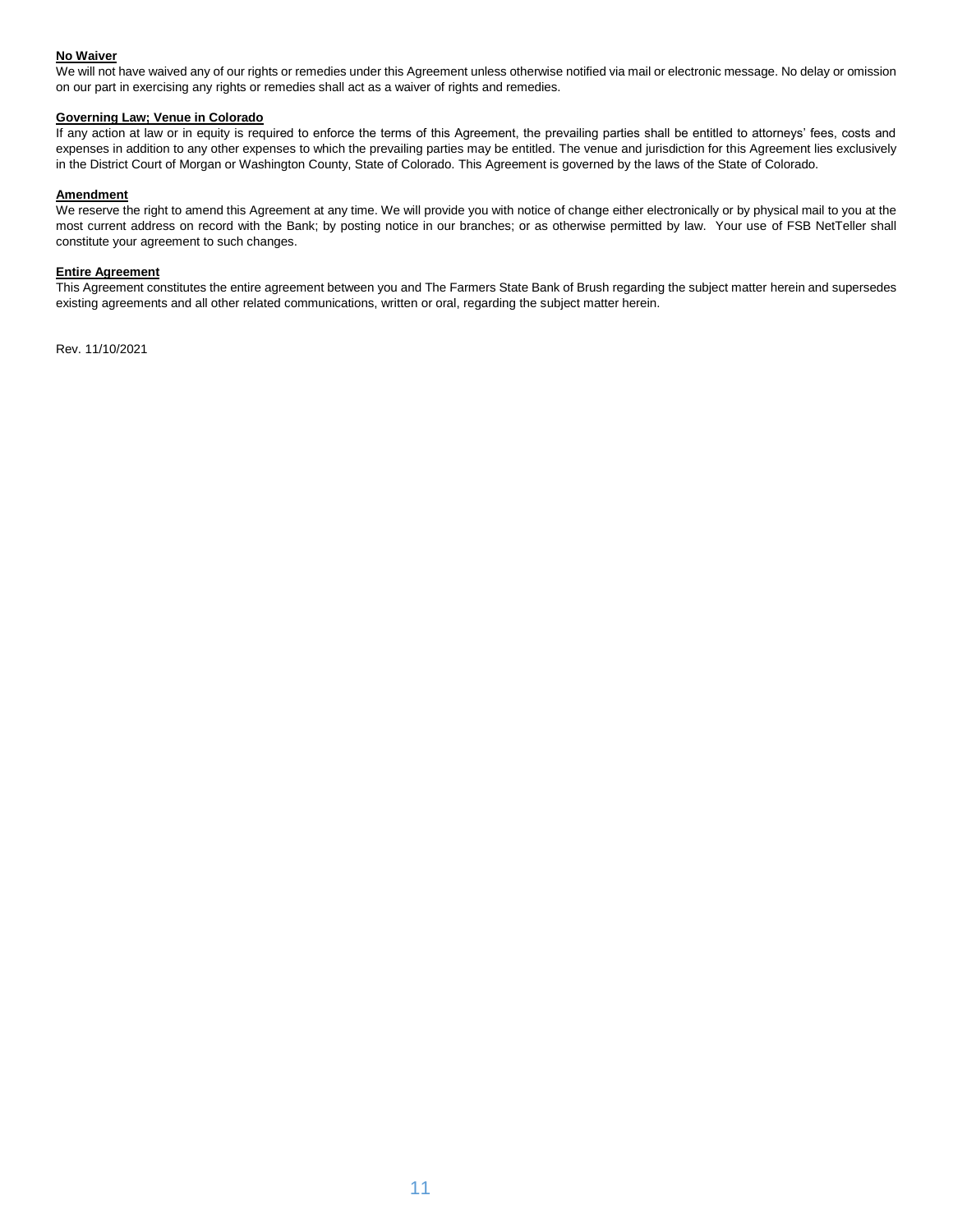**No Waiver**

We will not have waived any of our rights or remedies under this Agreement unless otherwise notified via mail or electronic message. No delay or omission on our part in exercising any rights or remedies shall act as a waiver of rights and remedies.

**Governing Law; Venue in Colorado**

If any action at law or in equity is required to enforce the terms of this Agreement, the prevailing parties shall be entitled to attorneys' fees, costs and expenses in addition to any other expenses to which the prevailing parties may be entitled. The venue and jurisdiction for this Agreement lies exclusively in the District Court of Morgan or Washington County, State of Colorado. This Agreement is governed by the laws of the State of Colorado.

**Amendment**

We reserve the right to amend this Agreement at any time. We will provide you with notice of change either electronically or by physical mail to you at the most current address on record with the Bank; by posting notice in our branches; or as otherwise permitted by law. Your use of FSB NetTeller shall constitute your agreement to such changes.

**Entire Agreement**

This Agreement constitutes the entire agreement between you and The Farmers State Bank of Brush regarding the subject matter herein and supersedes existing agreements and all other related communications, written or oral, regarding the subject matter herein.

Rev. 11/10/2021